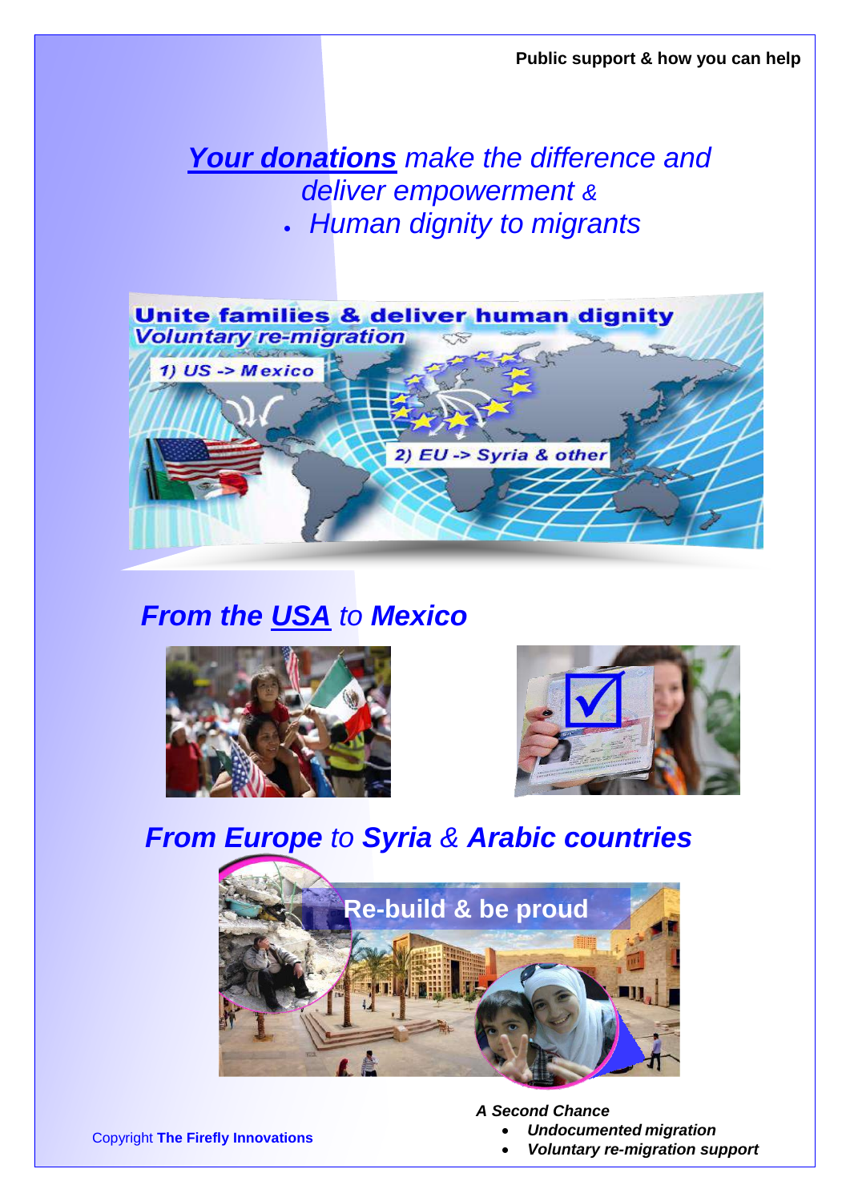Public support & how you can help

*__Your donations__ make the difference and deliver empowerment &*

- *Human dignity to migrants*

Unite families & deliver human dignity

*Voluntary re-migration*

*1) US -> Mexico*

*2) EU -> Syria & other*

## *From the __USA__ to Mexico*

## *From Europe to Syria & Arabic countries*

Re-build & be proud

Copyright **The Firefly Innovations**

***A Second Chance***

- ***Undocumented migration***
- ***Voluntary re-migration support***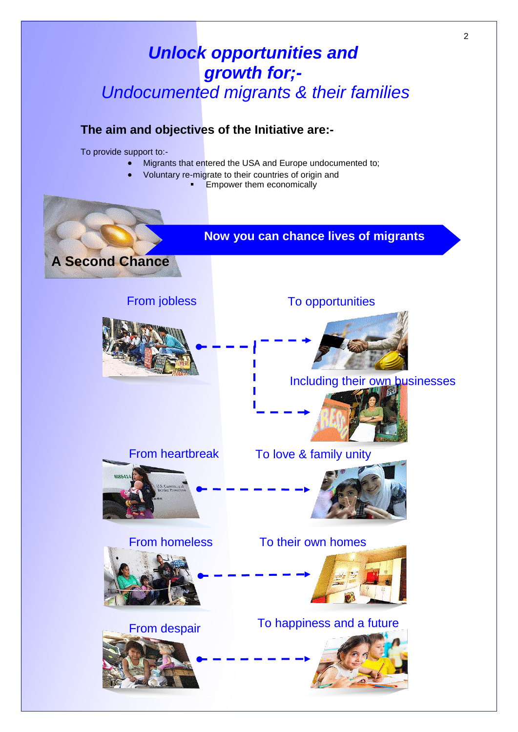# *Unlock opportunities and growth for;-*

## *Undocumented migrants & their families*

**The aim and objectives of the Initiative are:-**

To provide support to:-

- Migrants that entered the USA and Europe undocumented to;
- Voluntary re-migrate to their countries of origin and
    - Empower them economically

**A Second Chance**

**Now you can chance lives of migrants**

From jobless → To opportunities

Including their own businesses

From heartbreak → To love & family unity

From homeless → To their own homes

From despair → To happiness and a future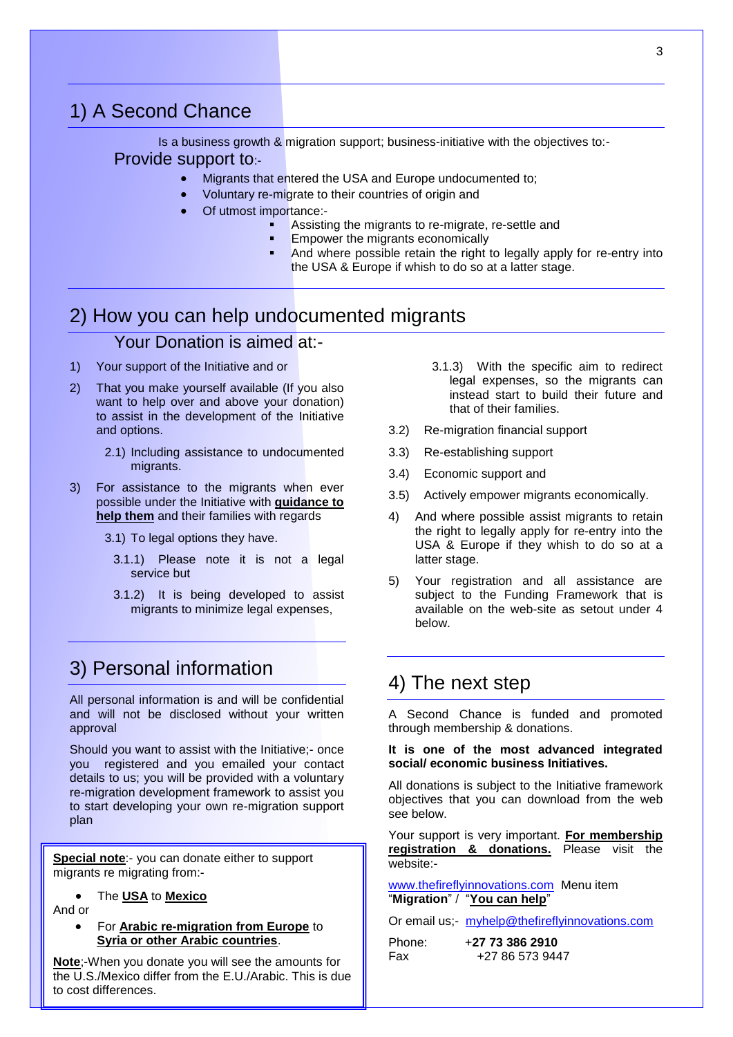## 1) A Second Chance

Is a business growth & migration support; business-initiative with the objectives to:-

Provide support to:-

- Migrants that entered the USA and Europe undocumented to;
- Voluntary re-migrate to their countries of origin and
- Of utmost importance:-
  - Assisting the migrants to re-migrate, re-settle and
  - Empower the migrants economically
  - And where possible retain the right to legally apply for re-entry into the USA & Europe if whish to do so at a latter stage.

## 2) How you can help undocumented migrants

### Your Donation is aimed at:-

1) Your support of the Initiative and or
2) That you make yourself available (If you also want to help over and above your donation) to assist in the development of the Initiative and options.

   2.1) Including assistance to undocumented migrants.

3) For assistance to the migrants when ever possible under the Initiative with **guidance to help them** and their families with regards

   3.1) To legal options they have.

   3.1.1) Please note it is not a legal service but

   3.1.2) It is being developed to assist migrants to minimize legal expenses,

   3.1.3) With the specific aim to redirect legal expenses, so the migrants can instead start to build their future and that of their families.

   3.2) Re-migration financial support

   3.3) Re-establishing support

   3.4) Economic support and

   3.5) Actively empower migrants economically.

4) And where possible assist migrants to retain the right to legally apply for re-entry into the USA & Europe if they whish to do so at a latter stage.
5) Your registration and all assistance are subject to the Funding Framework that is available on the web-site as setout under 4 below.

## 3) Personal information

All personal information is and will be confidential and will not be disclosed without your written approval

Should you want to assist with the Initiative;- once you registered and you emailed your contact details to us; you will be provided with a voluntary re-migration development framework to assist you to start developing your own re-migration support plan

**Special note**:- you can donate either to support migrants re migrating from:-

- The **USA** to **Mexico**

And or

- For **Arabic re-migration from Europe** to **Syria or other Arabic countries**.

**Note**;-When you donate you will see the amounts for the U.S./Mexico differ from the E.U./Arabic. This is due to cost differences.

## 4) The next step

A Second Chance is funded and promoted through membership & donations.

**It is one of the most advanced integrated social/ economic business Initiatives.**

All donations is subject to the Initiative framework objectives that you can download from the web see below.

Your support is very important. **For membership registration & donations.** Please visit the website:-

www.thefireflyinnovations.com Menu item "**Migration**" / "**You can help**"

Or email us;- myhelp@thefireflyinnovations.com

Phone: +**27 73 386 2910**
Fax +27 86 573 9447